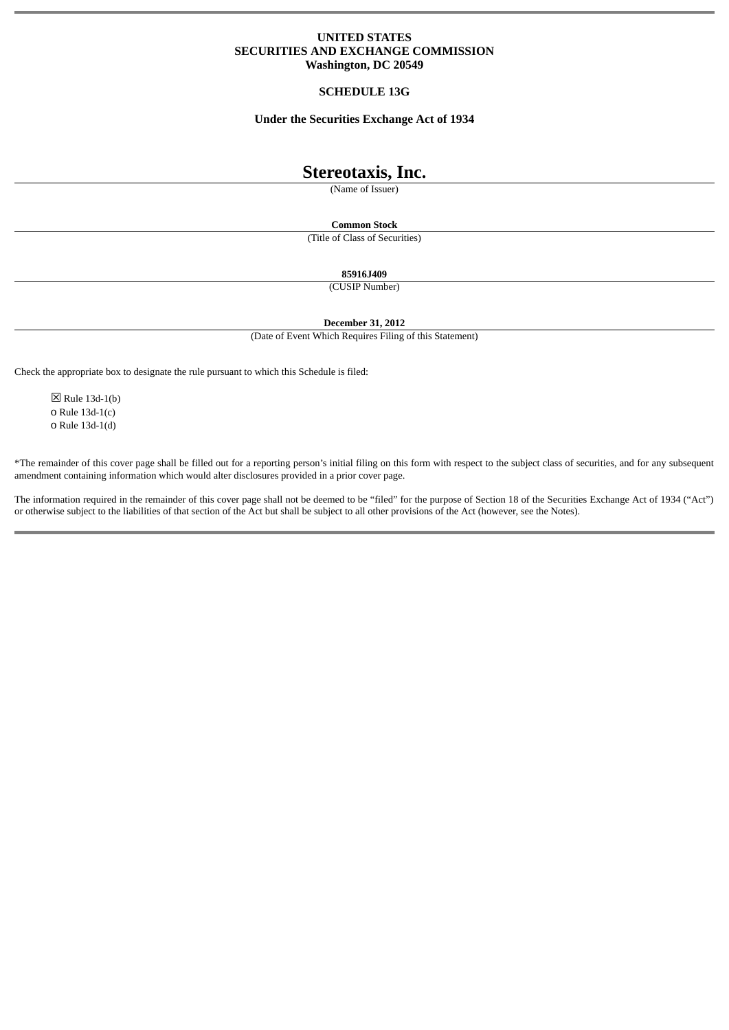**UNITED STATES**
**SECURITIES AND EXCHANGE COMMISSION**
**Washington, DC 20549**

**SCHEDULE 13G**

**Under the Securities Exchange Act of 1934**

# Stereotaxis, Inc.

(Name of Issuer)

**Common Stock**

(Title of Class of Securities)

**85916J409**

(CUSIP Number)

**December 31, 2012**

(Date of Event Which Requires Filing of this Statement)

Check the appropriate box to designate the rule pursuant to which this Schedule is filed:

☒ Rule 13d-1(b)
o Rule 13d-1(c)
o Rule 13d-1(d)

*The remainder of this cover page shall be filled out for a reporting person's initial filing on this form with respect to the subject class of securities, and for any subsequent amendment containing information which would alter disclosures provided in a prior cover page.

The information required in the remainder of this cover page shall not be deemed to be "filed" for the purpose of Section 18 of the Securities Exchange Act of 1934 ("Act") or otherwise subject to the liabilities of that section of the Act but shall be subject to all other provisions of the Act (however, see the Notes).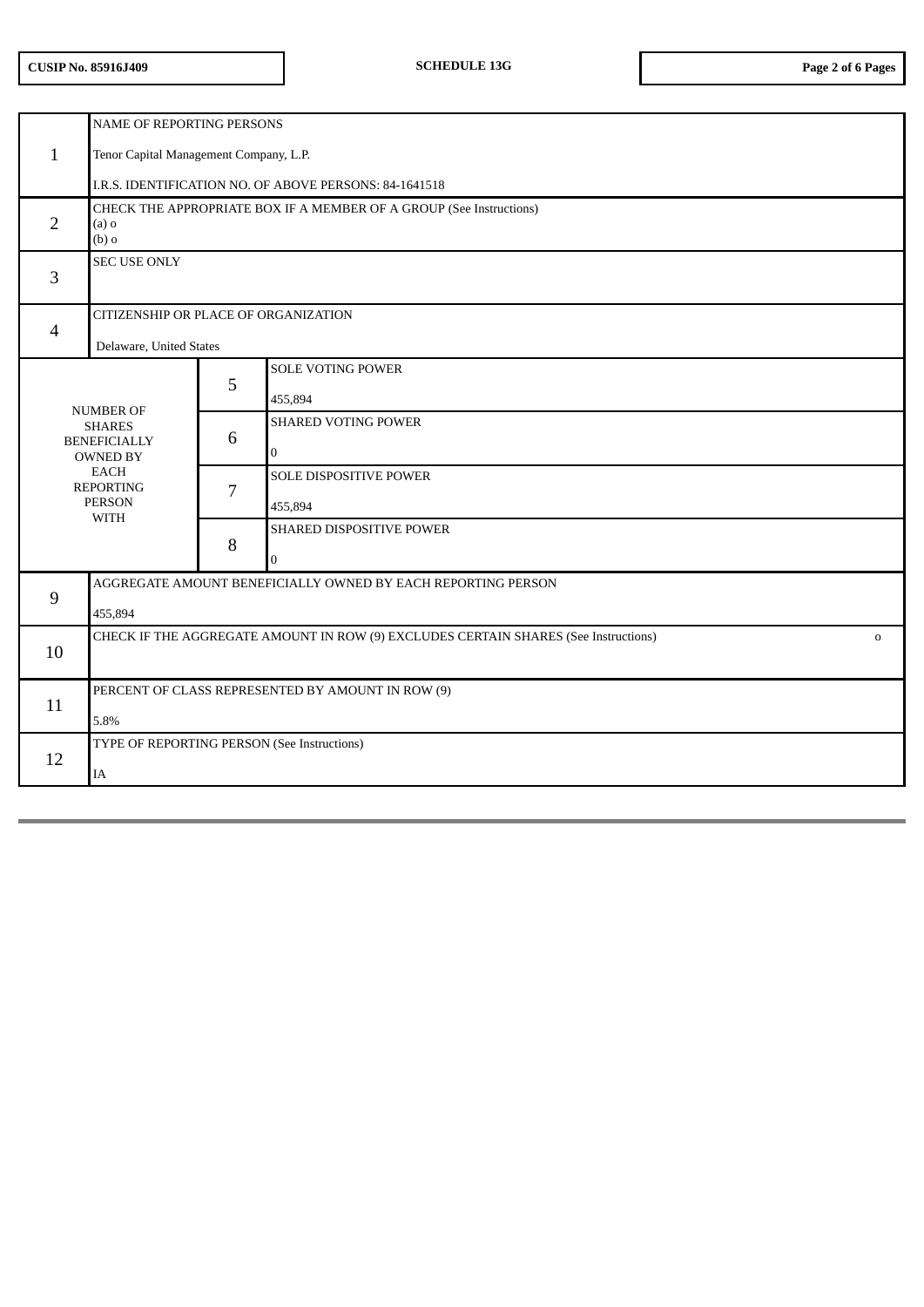CUSIP No. 85916J409 | SCHEDULE 13G

| | | | |
|---|---|---|---|
| 1 | NAME OF REPORTING PERSONS<br><br>Tenor Capital Management Company, L.P.<br><br>I.R.S. IDENTIFICATION NO. OF ABOVE PERSONS: 84-1641518 | | |
| 2 | CHECK THE APPROPRIATE BOX IF A MEMBER OF A GROUP (See Instructions)<br>(a) o<br>(b) o | | |
| 3 | SEC USE ONLY | | |
| 4 | CITIZENSHIP OR PLACE OF ORGANIZATION<br><br>Delaware, United States | | |
| NUMBER OF SHARES BENEFICIALLY OWNED BY EACH REPORTING PERSON WITH | 5 | SOLE VOTING POWER<br><br>455,894 | |
| | 6 | SHARED VOTING POWER<br><br>0 | |
| | 7 | SOLE DISPOSITIVE POWER<br><br>455,894 | |
| | 8 | SHARED DISPOSITIVE POWER<br><br>0 | |
| 9 | AGGREGATE AMOUNT BENEFICIALLY OWNED BY EACH REPORTING PERSON<br><br>455,894 | | |
| 10 | CHECK IF THE AGGREGATE AMOUNT IN ROW (9) EXCLUDES CERTAIN SHARES (See Instructions) o | | |
| 11 | PERCENT OF CLASS REPRESENTED BY AMOUNT IN ROW (9)<br><br>5.8% | | |
| 12 | TYPE OF REPORTING PERSON (See Instructions)<br><br>IA | | |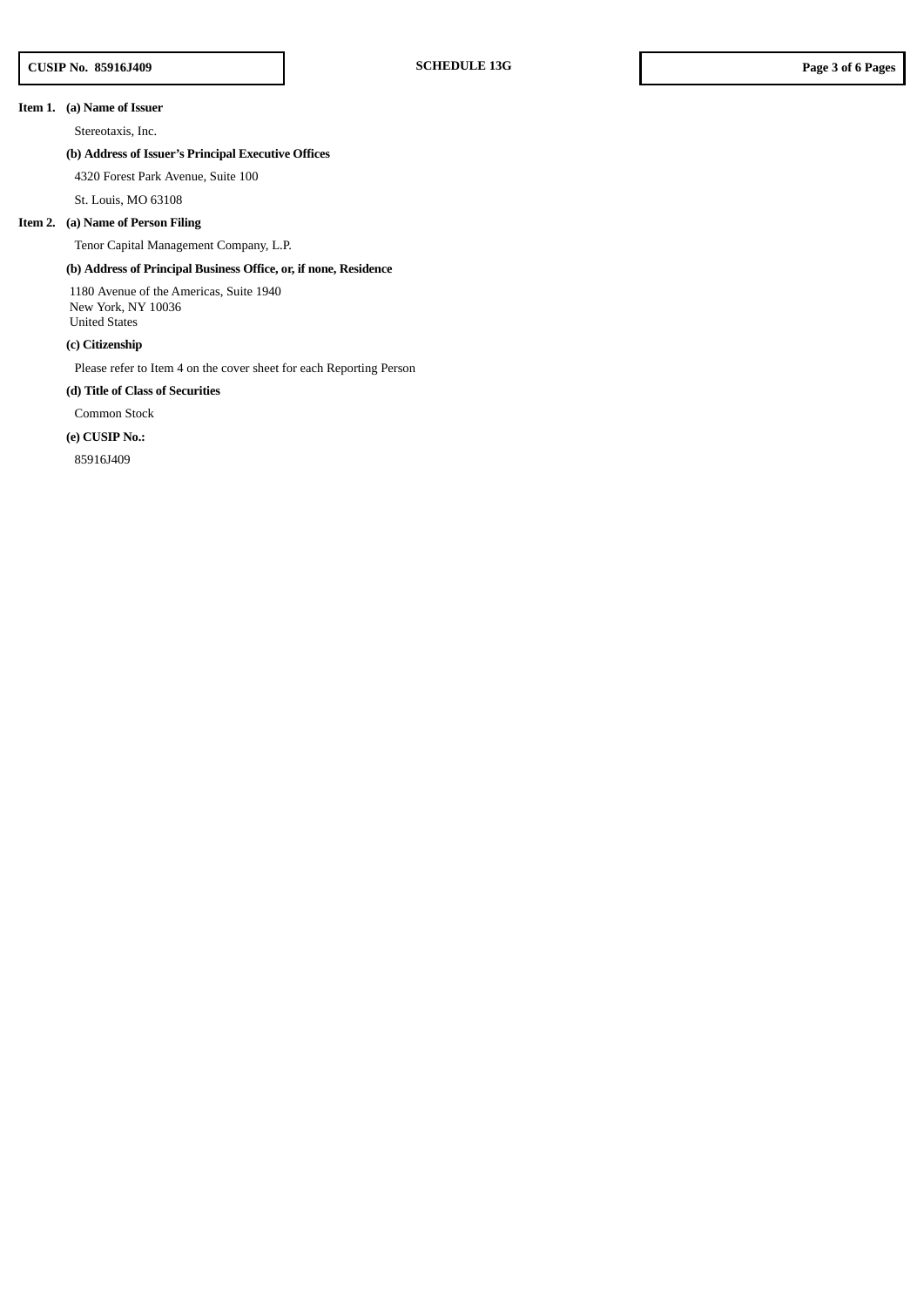**Item 1. (a) Name of Issuer**

Stereotaxis, Inc.

**(b) Address of Issuer's Principal Executive Offices**

4320 Forest Park Avenue, Suite 100

St. Louis, MO 63108

**Item 2. (a) Name of Person Filing**

Tenor Capital Management Company, L.P.

**(b) Address of Principal Business Office, or, if none, Residence**

1180 Avenue of the Americas, Suite 1940
New York, NY 10036
United States

**(c) Citizenship**

Please refer to Item 4 on the cover sheet for each Reporting Person

**(d) Title of Class of Securities**

Common Stock

**(e) CUSIP No.:**

85916J409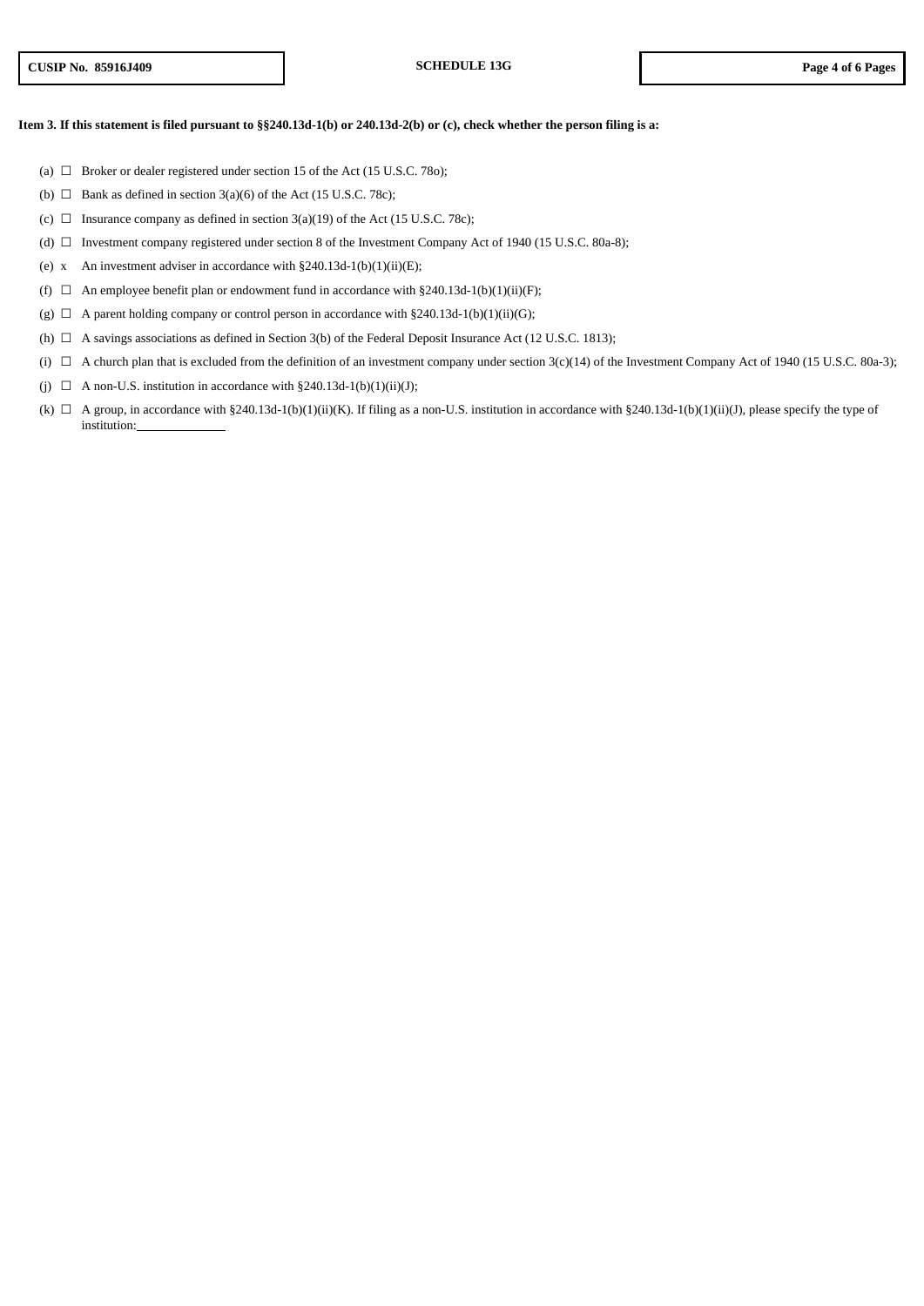**Item 3. If this statement is filed pursuant to §§240.13d-1(b) or 240.13d-2(b) or (c), check whether the person filing is a:**

(a) ☐ Broker or dealer registered under section 15 of the Act (15 U.S.C. 78o);

(b) ☐ Bank as defined in section 3(a)(6) of the Act (15 U.S.C. 78c);

(c) ☐ Insurance company as defined in section 3(a)(19) of the Act (15 U.S.C. 78c);

(d) ☐ Investment company registered under section 8 of the Investment Company Act of 1940 (15 U.S.C. 80a-8);

(e) x An investment adviser in accordance with §240.13d-1(b)(1)(ii)(E);

(f) ☐ An employee benefit plan or endowment fund in accordance with §240.13d-1(b)(1)(ii)(F);

(g) ☐ A parent holding company or control person in accordance with §240.13d-1(b)(1)(ii)(G);

(h) ☐ A savings associations as defined in Section 3(b) of the Federal Deposit Insurance Act (12 U.S.C. 1813);

(i) ☐ A church plan that is excluded from the definition of an investment company under section 3(c)(14) of the Investment Company Act of 1940 (15 U.S.C. 80a-3);

(j) ☐ A non-U.S. institution in accordance with §240.13d-1(b)(1)(ii)(J);

(k) ☐ A group, in accordance with §240.13d-1(b)(1)(ii)(K). If filing as a non-U.S. institution in accordance with §240.13d-1(b)(1)(ii)(J), please specify the type of institution:\_\_\_\_\_\_\_\_\_\_\_\_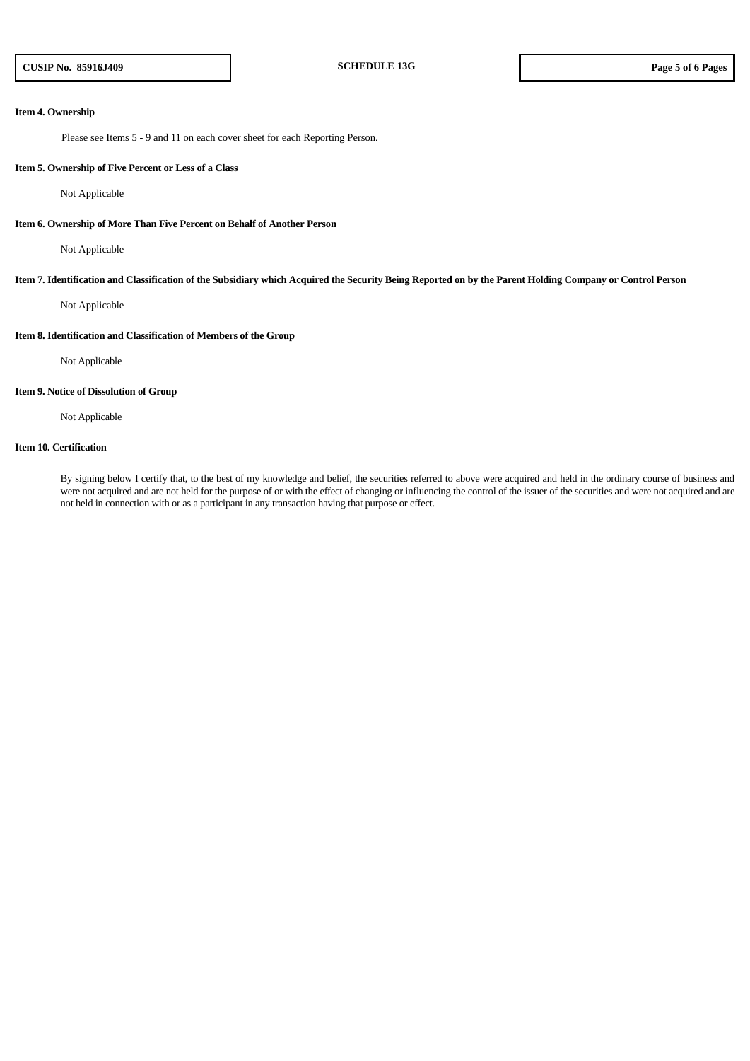**Item 4. Ownership**

Please see Items 5 - 9 and 11 on each cover sheet for each Reporting Person.

**Item 5. Ownership of Five Percent or Less of a Class**

Not Applicable

**Item 6. Ownership of More Than Five Percent on Behalf of Another Person**

Not Applicable

**Item 7. Identification and Classification of the Subsidiary which Acquired the Security Being Reported on by the Parent Holding Company or Control Person**

Not Applicable

**Item 8. Identification and Classification of Members of the Group**

Not Applicable

**Item 9. Notice of Dissolution of Group**

Not Applicable

**Item 10. Certification**

By signing below I certify that, to the best of my knowledge and belief, the securities referred to above were acquired and held in the ordinary course of business and were not acquired and are not held for the purpose of or with the effect of changing or influencing the control of the issuer of the securities and were not acquired and are not held in connection with or as a participant in any transaction having that purpose or effect.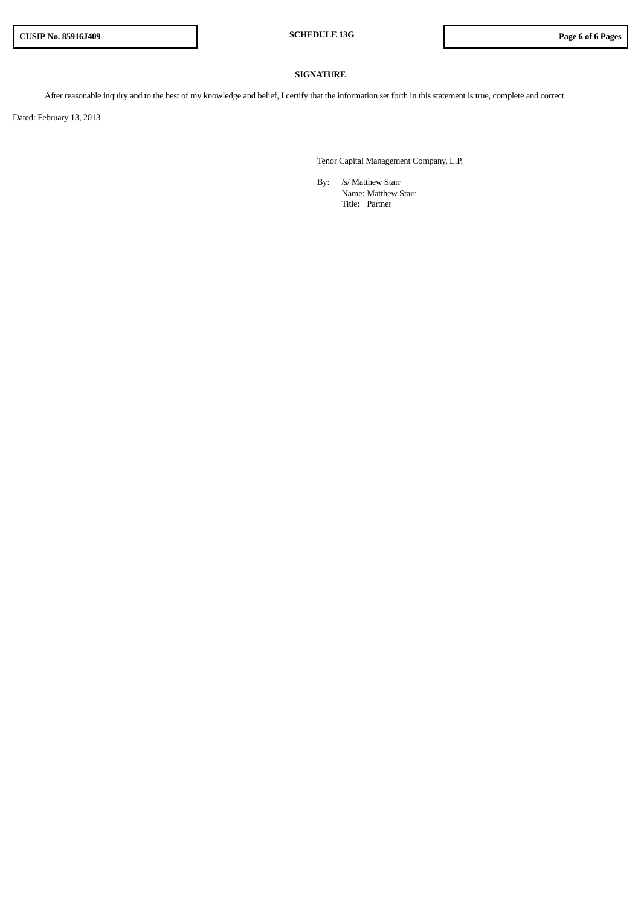**SIGNATURE**

After reasonable inquiry and to the best of my knowledge and belief, I certify that the information set forth in this statement is true, complete and correct.

Dated: February 13, 2013

Tenor Capital Management Company, L.P.

By: /s/ Matthew Starr  
Name: Matthew Starr  
Title: Partner